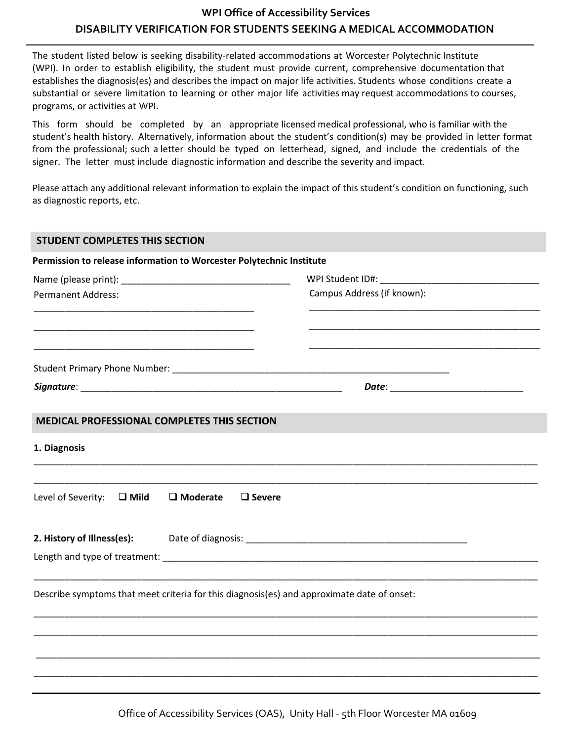# WPI Office of Accessibility Services

## DISABILITY VERIFICATION FOR STUDENTS SEEKING A MEDICAL ACCOMMODATION

The student listed below is seeking disability-related accommodations at Worcester Polytechnic Institute (WPI). In order to establish eligibility, the student must provide current, comprehensive documentation that establishes the diagnosis(es) and describes the impact on major life activities. Students whose conditions create a substantial or severe limitation to learning or other major life activities may request accommodations to courses, programs, or activities at WPI.

This form should be completed by an appropriate licensed medical professional, who is familiar with the student's health history. Alternatively, information about the student's condition(s) may be provided in letter format from the professional; such a letter should be typed on letterhead, signed, and include the credentials of the signer. The letter must include diagnostic information and describe the severity and impact.

Please attach any additional relevant information to explain the impact of this student's condition on functioning, such as diagnostic reports, etc.

## STUDENT COMPLETES THIS SECTION

**Permission to release information to Worcester Polytechnic Institute**

Name (please print): ________________________________ WPI Student ID#: ________________________________

Permanent Address: ________________________________

________________________________

________________________________

Campus Address (if known): ________________________________

________________________________

________________________________

Student Primary Phone Number: ________________________________

***Signature***: ________________________________ ***Date***: ________________________

## MEDICAL PROFESSIONAL COMPLETES THIS SECTION

**1. Diagnosis**

________________________________________________________________________________

________________________________________________________________________________

Level of Severity: ❑ **Mild** ❑ **Moderate** ❑ **Severe**

**2. History of Illness(es):** Date of diagnosis: ________________________________

Length and type of treatment: ________________________________________________________________

________________________________________________________________________________

Describe symptoms that meet criteria for this diagnosis(es) and approximate date of onset:

________________________________________________________________________________

________________________________________________________________________________

________________________________________________________________________________

________________________________________________________________________________

Office of Accessibility Services (OAS), Unity Hall - 5th Floor Worcester MA 01609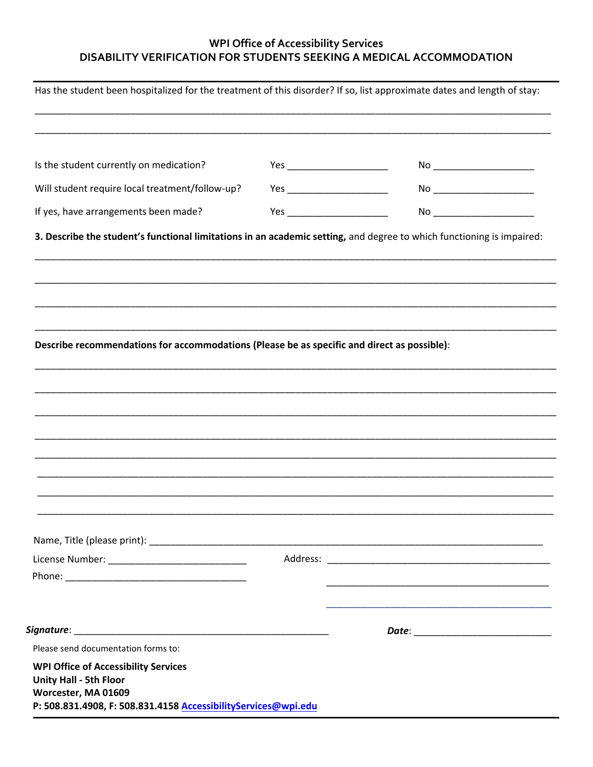## WPI Office of Accessibility Services
## DISABILITY VERIFICATION FOR STUDENTS SEEKING A MEDICAL ACCOMMODATION

Has the student been hospitalized for the treatment of this disorder? If so, list approximate dates and length of stay:

______________________________________________________________________________________

______________________________________________________________________________________

| | | |
|---|---|---|
| Is the student currently on medication? | Yes ___________________ | No ___________________ |
| Will student require local treatment/follow-up? | Yes ___________________ | No ___________________ |
| If yes, have arrangements been made? | Yes ___________________ | No ___________________ |

**3. Describe the student's functional limitations in an academic setting,** and degree to which functioning is impaired:

______________________________________________________________________________________

______________________________________________________________________________________

______________________________________________________________________________________

______________________________________________________________________________________

**Describe recommendations for accommodations (Please be as specific and direct as possible)**:

______________________________________________________________________________________

______________________________________________________________________________________

______________________________________________________________________________________

______________________________________________________________________________________

______________________________________________________________________________________

______________________________________________________________________________________

______________________________________________________________________________________

______________________________________________________________________________________

Name, Title (please print): ______________________________________________________________

License Number: __________________________ Address: ___________________________________________

Phone: __________________________________ ___________________________________________

___________________________________________

***Signature***: ______________________________________________ ***Date***: __________________________

Please send documentation forms to:

**WPI Office of Accessibility Services**
**Unity Hall - 5th Floor**
**Worcester, MA 01609**
**P: 508.831.4908, F: 508.831.4158 AccessibilityServices@wpi.edu**